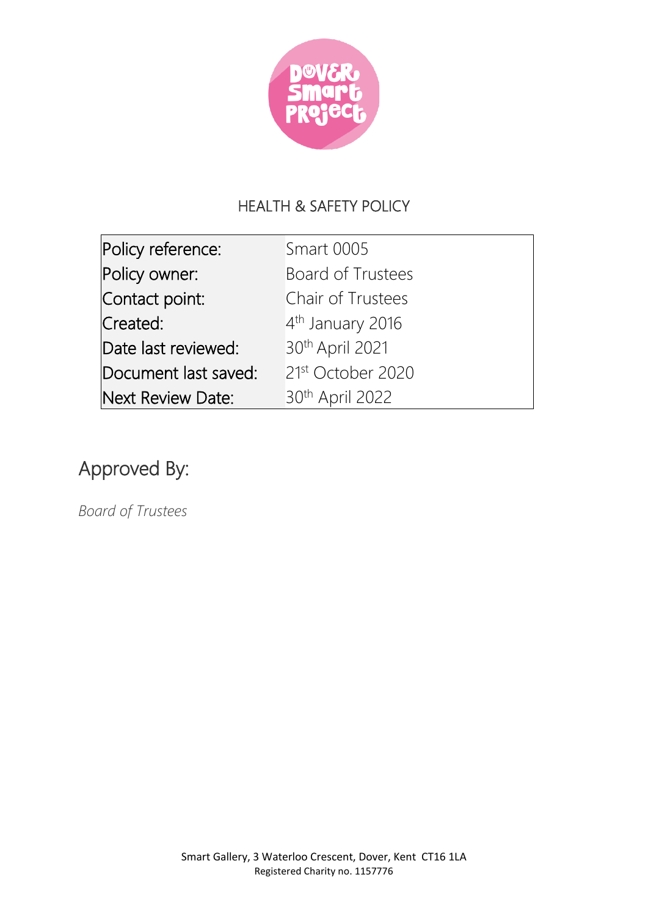# HEALTH & SAFETY POLICY

| Policy reference: | Smart 0005 |
|---|---|
| Policy owner: | Board of Trustees |
| Contact point: | Chair of Trustees |
| Created: | 4th January 2016 |
| Date last reviewed: | 30th April 2021 |
| Document last saved: | 21st October 2020 |
| Next Review Date: | 30th April 2022 |

## Approved By:

*Board of Trustees*

Smart Gallery, 3 Waterloo Crescent, Dover, Kent CT16 1LA
Registered Charity no. 1157776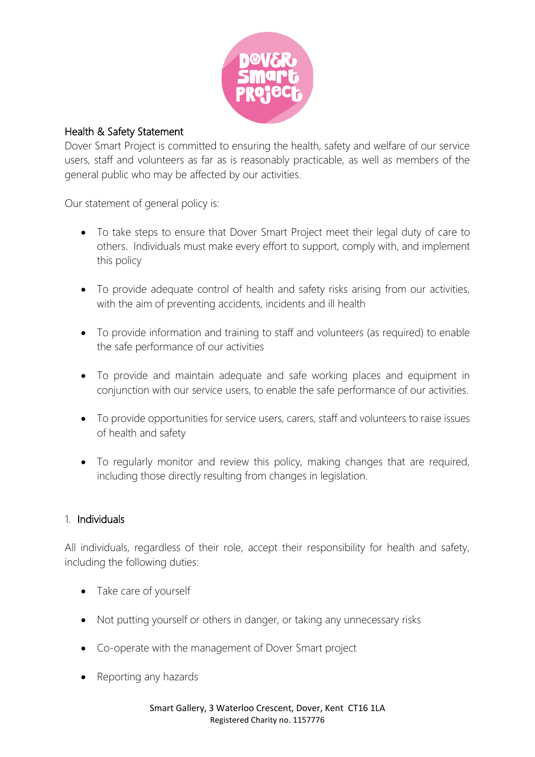## Health & Safety Statement

Dover Smart Project is committed to ensuring the health, safety and welfare of our service users, staff and volunteers as far as is reasonably practicable, as well as members of the general public who may be affected by our activities.

Our statement of general policy is:

- To take steps to ensure that Dover Smart Project meet their legal duty of care to others. Individuals must make every effort to support, comply with, and implement this policy
- To provide adequate control of health and safety risks arising from our activities, with the aim of preventing accidents, incidents and ill health
- To provide information and training to staff and volunteers (as required) to enable the safe performance of our activities
- To provide and maintain adequate and safe working places and equipment in conjunction with our service users, to enable the safe performance of our activities.
- To provide opportunities for service users, carers, staff and volunteers to raise issues of health and safety
- To regularly monitor and review this policy, making changes that are required, including those directly resulting from changes in legislation.

### 1. Individuals

All individuals, regardless of their role, accept their responsibility for health and safety, including the following duties:

- Take care of yourself
- Not putting yourself or others in danger, or taking any unnecessary risks
- Co-operate with the management of Dover Smart project
- Reporting any hazards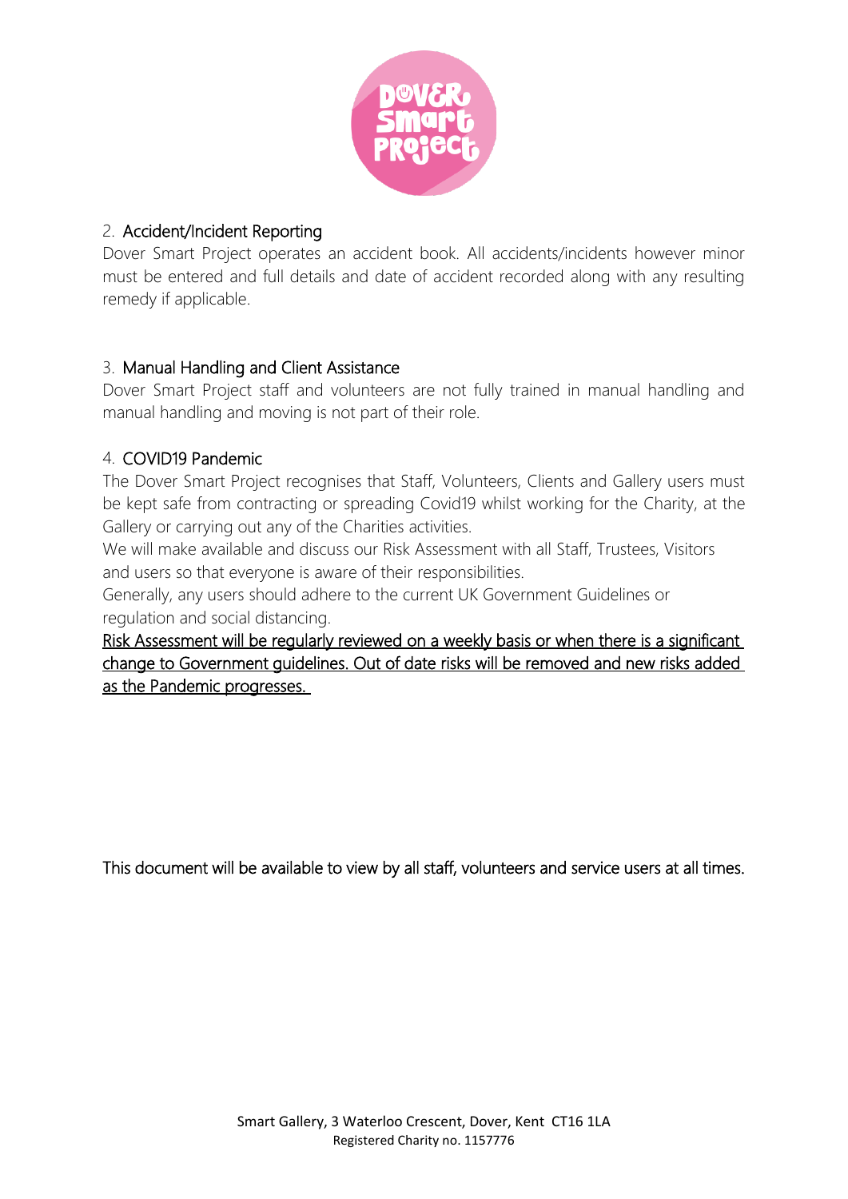## 2. Accident/Incident Reporting

Dover Smart Project operates an accident book. All accidents/incidents however minor must be entered and full details and date of accident recorded along with any resulting remedy if applicable.

## 3. Manual Handling and Client Assistance

Dover Smart Project staff and volunteers are not fully trained in manual handling and manual handling and moving is not part of their role.

## 4. COVID19 Pandemic

The Dover Smart Project recognises that Staff, Volunteers, Clients and Gallery users must be kept safe from contracting or spreading Covid19 whilst working for the Charity, at the Gallery or carrying out any of the Charities activities.

We will make available and discuss our Risk Assessment with all Staff, Trustees, Visitors and users so that everyone is aware of their responsibilities.

Generally, any users should adhere to the current UK Government Guidelines or regulation and social distancing.

Risk Assessment will be regularly reviewed on a weekly basis or when there is a significant change to Government guidelines. Out of date risks will be removed and new risks added as the Pandemic progresses.

This document will be available to view by all staff, volunteers and service users at all times.

Smart Gallery, 3 Waterloo Crescent, Dover, Kent CT16 1LA
Registered Charity no. 1157776